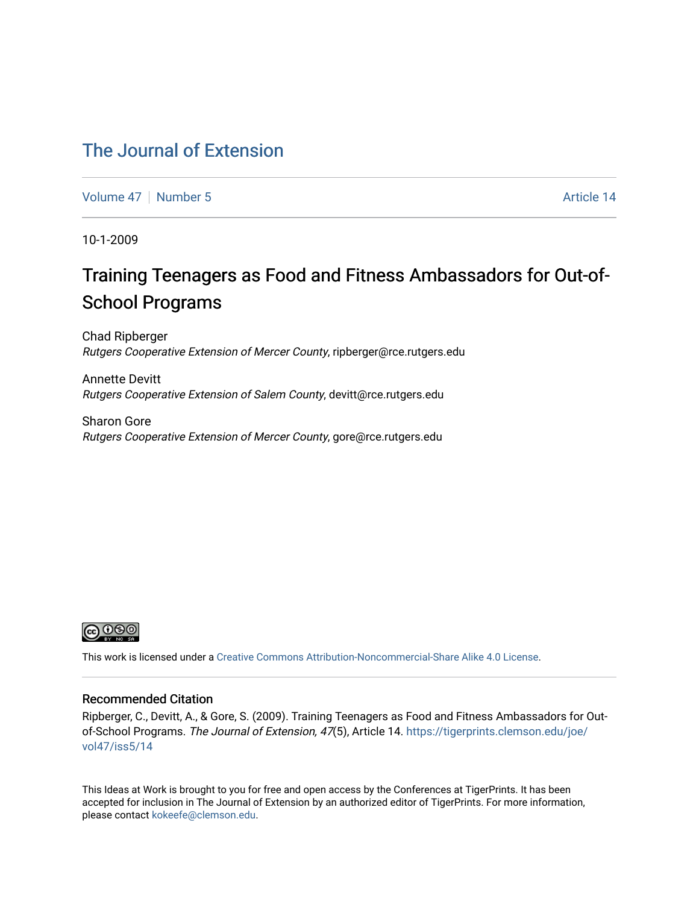# The Journal of Extension

Volume 47 | Number 5 | Article 14

10-1-2009

## Training Teenagers as Food and Fitness Ambassadors for Out-of-School Programs

Chad Ripberger
*Rutgers Cooperative Extension of Mercer County*, ripberger@rce.rutgers.edu

Annette Devitt
*Rutgers Cooperative Extension of Salem County*, devitt@rce.rutgers.edu

Sharon Gore
*Rutgers Cooperative Extension of Mercer County*, gore@rce.rutgers.edu

This work is licensed under a Creative Commons Attribution-Noncommercial-Share Alike 4.0 License.

### Recommended Citation

Ripberger, C., Devitt, A., & Gore, S. (2009). Training Teenagers as Food and Fitness Ambassadors for Out-of-School Programs. *The Journal of Extension, 47*(5), Article 14. https://tigerprints.clemson.edu/joe/vol47/iss5/14

This Ideas at Work is brought to you for free and open access by the Conferences at TigerPrints. It has been accepted for inclusion in The Journal of Extension by an authorized editor of TigerPrints. For more information, please contact kokeefe@clemson.edu.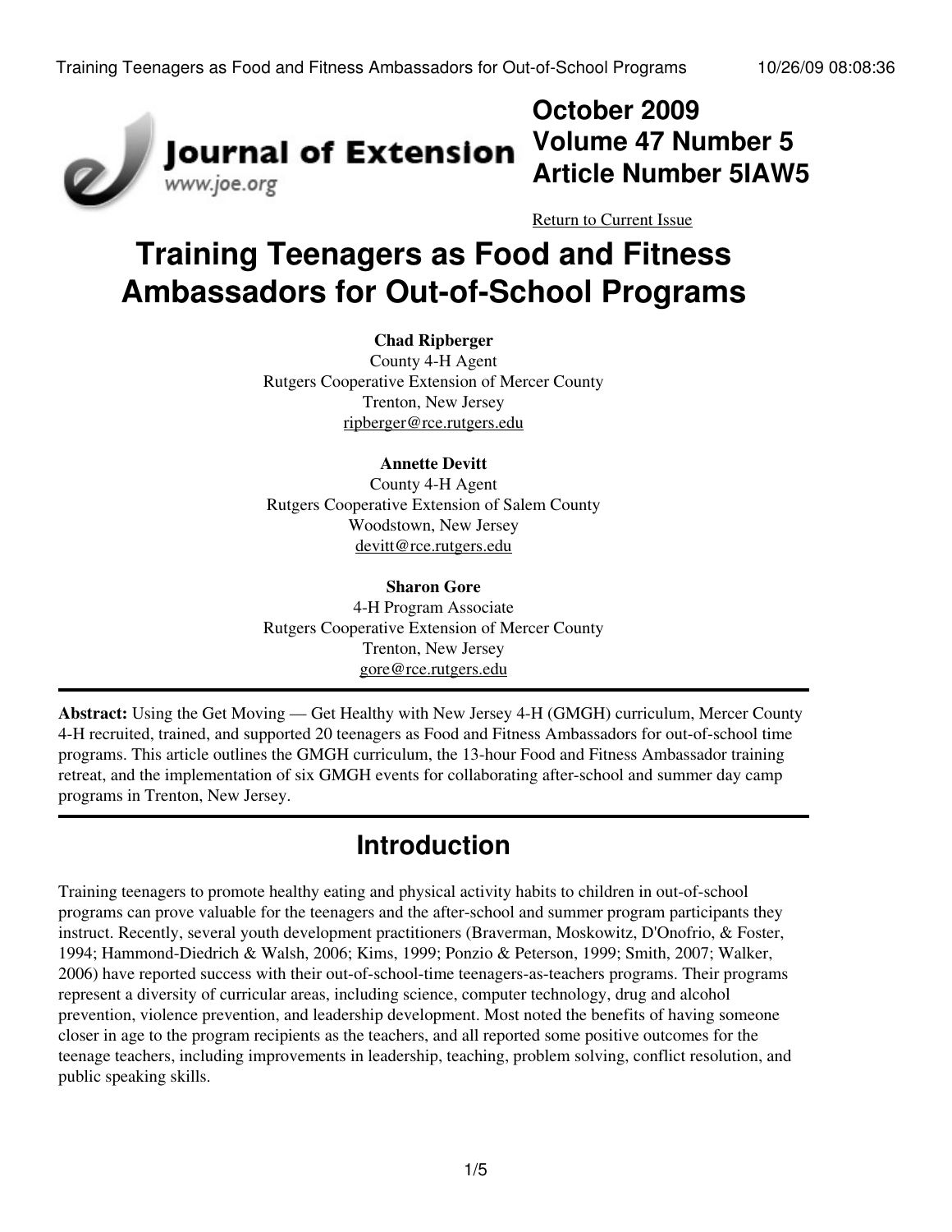# Training Teenagers as Food and Fitness Ambassadors for Out-of-School Programs

**Chad Ripberger**
County 4-H Agent
Rutgers Cooperative Extension of Mercer County
Trenton, New Jersey
ripberger@rce.rutgers.edu

**Annette Devitt**
County 4-H Agent
Rutgers Cooperative Extension of Salem County
Woodstown, New Jersey
devitt@rce.rutgers.edu

**Sharon Gore**
4-H Program Associate
Rutgers Cooperative Extension of Mercer County
Trenton, New Jersey
gore@rce.rutgers.edu

---

**Abstract:** Using the Get Moving — Get Healthy with New Jersey 4-H (GMGH) curriculum, Mercer County 4-H recruited, trained, and supported 20 teenagers as Food and Fitness Ambassadors for out-of-school time programs. This article outlines the GMGH curriculum, the 13-hour Food and Fitness Ambassador training retreat, and the implementation of six GMGH events for collaborating after-school and summer day camp programs in Trenton, New Jersey.

---

## Introduction

Training teenagers to promote healthy eating and physical activity habits to children in out-of-school programs can prove valuable for the teenagers and the after-school and summer program participants they instruct. Recently, several youth development practitioners (Braverman, Moskowitz, D'Onofrio, & Foster, 1994; Hammond-Diedrich & Walsh, 2006; Kims, 1999; Ponzio & Peterson, 1999; Smith, 2007; Walker, 2006) have reported success with their out-of-school-time teenagers-as-teachers programs. Their programs represent a diversity of curricular areas, including science, computer technology, drug and alcohol prevention, violence prevention, and leadership development. Most noted the benefits of having someone closer in age to the program recipients as the teachers, and all reported some positive outcomes for the teenage teachers, including improvements in leadership, teaching, problem solving, conflict resolution, and public speaking skills.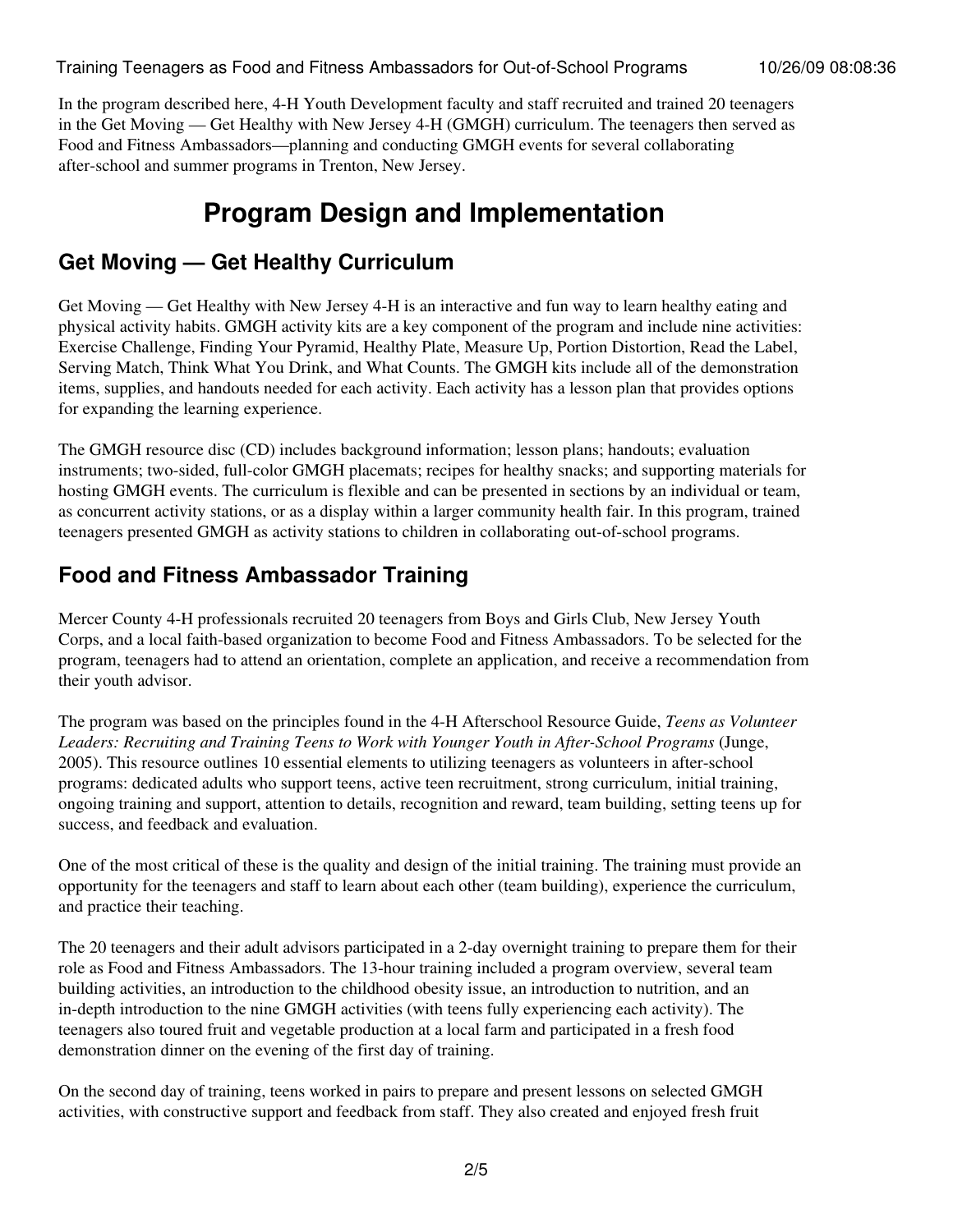In the program described here, 4-H Youth Development faculty and staff recruited and trained 20 teenagers in the Get Moving — Get Healthy with New Jersey 4-H (GMGH) curriculum. The teenagers then served as Food and Fitness Ambassadors—planning and conducting GMGH events for several collaborating after-school and summer programs in Trenton, New Jersey.

# Program Design and Implementation

## Get Moving — Get Healthy Curriculum

Get Moving — Get Healthy with New Jersey 4-H is an interactive and fun way to learn healthy eating and physical activity habits. GMGH activity kits are a key component of the program and include nine activities: Exercise Challenge, Finding Your Pyramid, Healthy Plate, Measure Up, Portion Distortion, Read the Label, Serving Match, Think What You Drink, and What Counts. The GMGH kits include all of the demonstration items, supplies, and handouts needed for each activity. Each activity has a lesson plan that provides options for expanding the learning experience.

The GMGH resource disc (CD) includes background information; lesson plans; handouts; evaluation instruments; two-sided, full-color GMGH placemats; recipes for healthy snacks; and supporting materials for hosting GMGH events. The curriculum is flexible and can be presented in sections by an individual or team, as concurrent activity stations, or as a display within a larger community health fair. In this program, trained teenagers presented GMGH as activity stations to children in collaborating out-of-school programs.

## Food and Fitness Ambassador Training

Mercer County 4-H professionals recruited 20 teenagers from Boys and Girls Club, New Jersey Youth Corps, and a local faith-based organization to become Food and Fitness Ambassadors. To be selected for the program, teenagers had to attend an orientation, complete an application, and receive a recommendation from their youth advisor.

The program was based on the principles found in the 4-H Afterschool Resource Guide, *Teens as Volunteer Leaders: Recruiting and Training Teens to Work with Younger Youth in After-School Programs* (Junge, 2005). This resource outlines 10 essential elements to utilizing teenagers as volunteers in after-school programs: dedicated adults who support teens, active teen recruitment, strong curriculum, initial training, ongoing training and support, attention to details, recognition and reward, team building, setting teens up for success, and feedback and evaluation.

One of the most critical of these is the quality and design of the initial training. The training must provide an opportunity for the teenagers and staff to learn about each other (team building), experience the curriculum, and practice their teaching.

The 20 teenagers and their adult advisors participated in a 2-day overnight training to prepare them for their role as Food and Fitness Ambassadors. The 13-hour training included a program overview, several team building activities, an introduction to the childhood obesity issue, an introduction to nutrition, and an in-depth introduction to the nine GMGH activities (with teens fully experiencing each activity). The teenagers also toured fruit and vegetable production at a local farm and participated in a fresh food demonstration dinner on the evening of the first day of training.

On the second day of training, teens worked in pairs to prepare and present lessons on selected GMGH activities, with constructive support and feedback from staff. They also created and enjoyed fresh fruit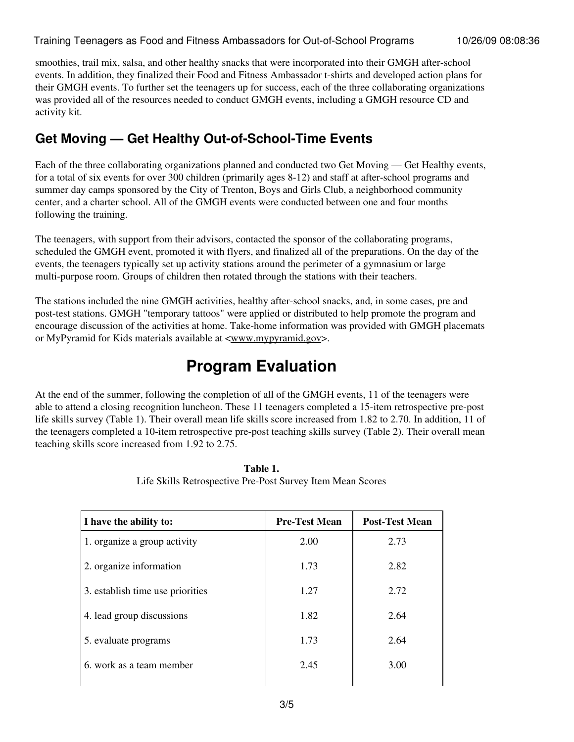smoothies, trail mix, salsa, and other healthy snacks that were incorporated into their GMGH after-school events. In addition, they finalized their Food and Fitness Ambassador t-shirts and developed action plans for their GMGH events. To further set the teenagers up for success, each of the three collaborating organizations was provided all of the resources needed to conduct GMGH events, including a GMGH resource CD and activity kit.

## Get Moving — Get Healthy Out-of-School-Time Events

Each of the three collaborating organizations planned and conducted two Get Moving — Get Healthy events, for a total of six events for over 300 children (primarily ages 8-12) and staff at after-school programs and summer day camps sponsored by the City of Trenton, Boys and Girls Club, a neighborhood community center, and a charter school. All of the GMGH events were conducted between one and four months following the training.

The teenagers, with support from their advisors, contacted the sponsor of the collaborating programs, scheduled the GMGH event, promoted it with flyers, and finalized all of the preparations. On the day of the events, the teenagers typically set up activity stations around the perimeter of a gymnasium or large multi-purpose room. Groups of children then rotated through the stations with their teachers.

The stations included the nine GMGH activities, healthy after-school snacks, and, in some cases, pre and post-test stations. GMGH "temporary tattoos" were applied or distributed to help promote the program and encourage discussion of the activities at home. Take-home information was provided with GMGH placemats or MyPyramid for Kids materials available at <www.mypyramid.gov>.

# Program Evaluation

At the end of the summer, following the completion of all of the GMGH events, 11 of the teenagers were able to attend a closing recognition luncheon. These 11 teenagers completed a 15-item retrospective pre-post life skills survey (Table 1). Their overall mean life skills score increased from 1.82 to 2.70. In addition, 11 of the teenagers completed a 10-item retrospective pre-post teaching skills survey (Table 2). Their overall mean teaching skills score increased from 1.92 to 2.75.

**Table 1.**
Life Skills Retrospective Pre-Post Survey Item Mean Scores

| I have the ability to: | Pre-Test Mean | Post-Test Mean |
|---|---|---|
| 1. organize a group activity | 2.00 | 2.73 |
| 2. organize information | 1.73 | 2.82 |
| 3. establish time use priorities | 1.27 | 2.72 |
| 4. lead group discussions | 1.82 | 2.64 |
| 5. evaluate programs | 1.73 | 2.64 |
| 6. work as a team member | 2.45 | 3.00 |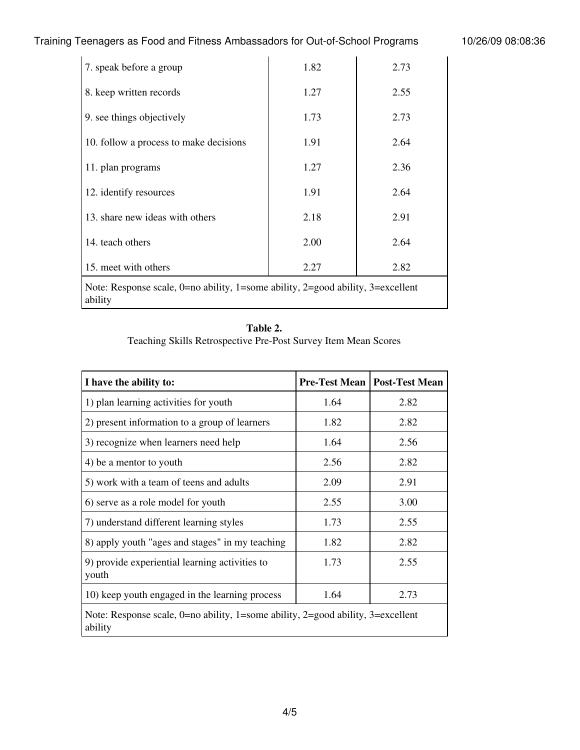| | | |
|---|---|---|
| 7. speak before a group | 1.82 | 2.73 |
| 8. keep written records | 1.27 | 2.55 |
| 9. see things objectively | 1.73 | 2.73 |
| 10. follow a process to make decisions | 1.91 | 2.64 |
| 11. plan programs | 1.27 | 2.36 |
| 12. identify resources | 1.91 | 2.64 |
| 13. share new ideas with others | 2.18 | 2.91 |
| 14. teach others | 2.00 | 2.64 |
| 15. meet with others | 2.27 | 2.82 |
| Note: Response scale, 0=no ability, 1=some ability, 2=good ability, 3=excellent ability | | |

**Table 2.**
Teaching Skills Retrospective Pre-Post Survey Item Mean Scores

| I have the ability to: | Pre-Test Mean | Post-Test Mean |
|---|---|---|
| 1) plan learning activities for youth | 1.64 | 2.82 |
| 2) present information to a group of learners | 1.82 | 2.82 |
| 3) recognize when learners need help | 1.64 | 2.56 |
| 4) be a mentor to youth | 2.56 | 2.82 |
| 5) work with a team of teens and adults | 2.09 | 2.91 |
| 6) serve as a role model for youth | 2.55 | 3.00 |
| 7) understand different learning styles | 1.73 | 2.55 |
| 8) apply youth "ages and stages" in my teaching | 1.82 | 2.82 |
| 9) provide experiential learning activities to youth | 1.73 | 2.55 |
| 10) keep youth engaged in the learning process | 1.64 | 2.73 |
| Note: Response scale, 0=no ability, 1=some ability, 2=good ability, 3=excellent ability | | |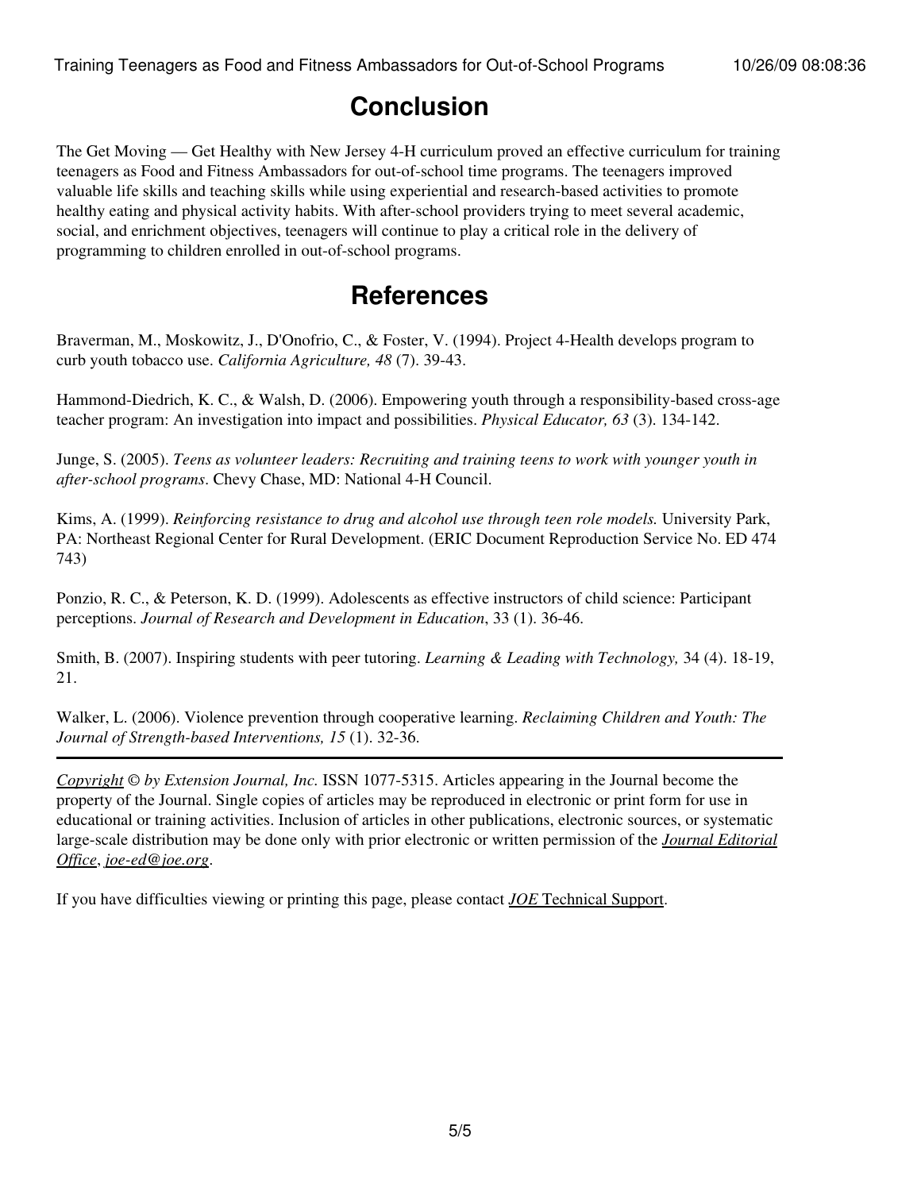## Conclusion

The Get Moving — Get Healthy with New Jersey 4-H curriculum proved an effective curriculum for training teenagers as Food and Fitness Ambassadors for out-of-school time programs. The teenagers improved valuable life skills and teaching skills while using experiential and research-based activities to promote healthy eating and physical activity habits. With after-school providers trying to meet several academic, social, and enrichment objectives, teenagers will continue to play a critical role in the delivery of programming to children enrolled in out-of-school programs.

## References

Braverman, M., Moskowitz, J., D'Onofrio, C., & Foster, V. (1994). Project 4-Health develops program to curb youth tobacco use. *California Agriculture, 48* (7). 39-43.

Hammond-Diedrich, K. C., & Walsh, D. (2006). Empowering youth through a responsibility-based cross-age teacher program: An investigation into impact and possibilities. *Physical Educator, 63* (3). 134-142.

Junge, S. (2005). *Teens as volunteer leaders: Recruiting and training teens to work with younger youth in after-school programs*. Chevy Chase, MD: National 4-H Council.

Kims, A. (1999). *Reinforcing resistance to drug and alcohol use through teen role models.* University Park, PA: Northeast Regional Center for Rural Development. (ERIC Document Reproduction Service No. ED 474 743)

Ponzio, R. C., & Peterson, K. D. (1999). Adolescents as effective instructors of child science: Participant perceptions. *Journal of Research and Development in Education*, 33 (1). 36-46.

Smith, B. (2007). Inspiring students with peer tutoring. *Learning & Leading with Technology,* 34 (4). 18-19, 21.

Walker, L. (2006). Violence prevention through cooperative learning. *Reclaiming Children and Youth: The Journal of Strength-based Interventions, 15* (1). 32-36.

---

*Copyright © by Extension Journal, Inc.* ISSN 1077-5315. Articles appearing in the Journal become the property of the Journal. Single copies of articles may be reproduced in electronic or print form for use in educational or training activities. Inclusion of articles in other publications, electronic sources, or systematic large-scale distribution may be done only with prior electronic or written permission of the *Journal Editorial Office*, *joe-ed@joe.org*.

If you have difficulties viewing or printing this page, please contact *JOE* Technical Support.